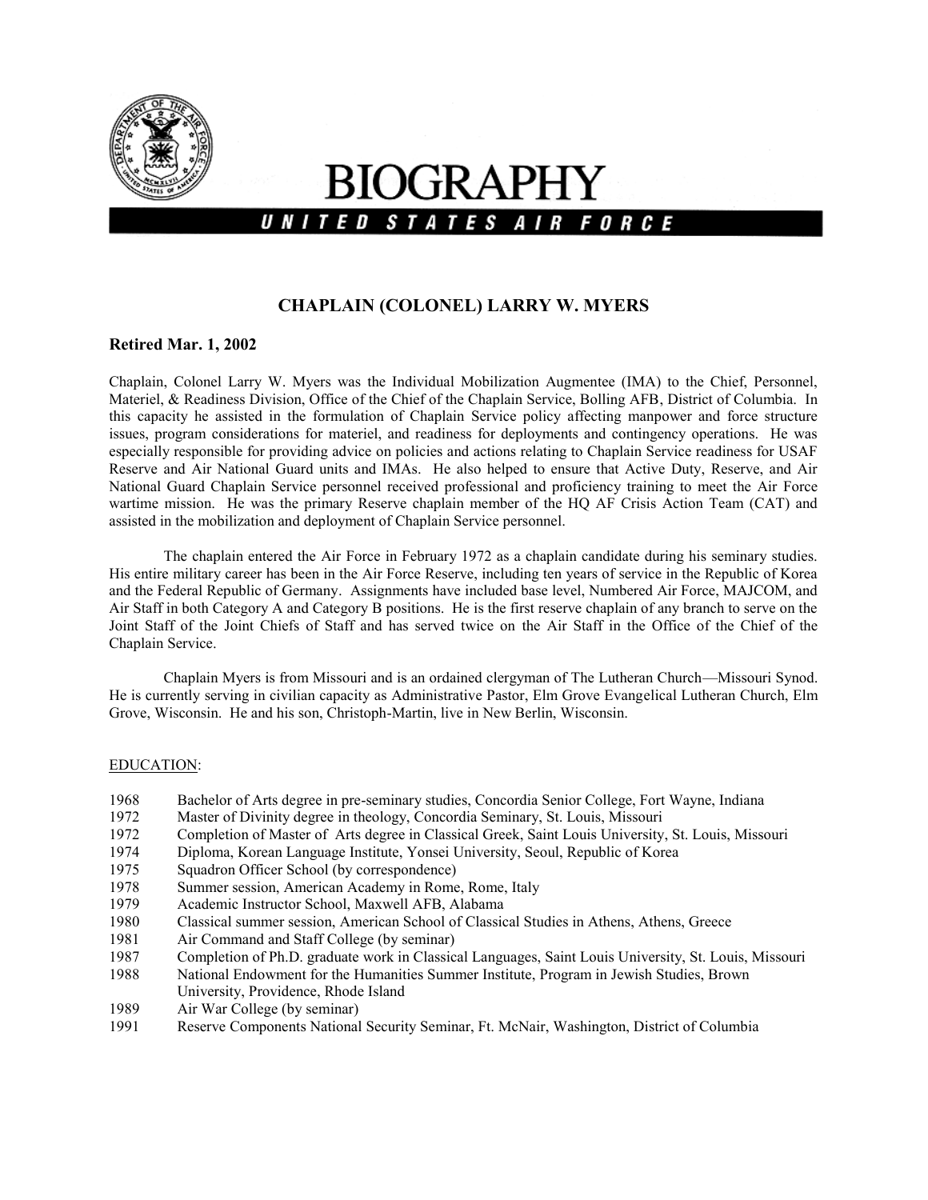# BIOGRAPHY

## UNITED STATES AIR FORCE

### CHAPLAIN (COLONEL) LARRY W. MYERS

**Retired Mar. 1, 2002**

Chaplain, Colonel Larry W. Myers was the Individual Mobilization Augmentee (IMA) to the Chief, Personnel, Materiel, & Readiness Division, Office of the Chief of the Chaplain Service, Bolling AFB, District of Columbia. In this capacity he assisted in the formulation of Chaplain Service policy affecting manpower and force structure issues, program considerations for materiel, and readiness for deployments and contingency operations. He was especially responsible for providing advice on policies and actions relating to Chaplain Service readiness for USAF Reserve and Air National Guard units and IMAs. He also helped to ensure that Active Duty, Reserve, and Air National Guard Chaplain Service personnel received professional and proficiency training to meet the Air Force wartime mission. He was the primary Reserve chaplain member of the HQ AF Crisis Action Team (CAT) and assisted in the mobilization and deployment of Chaplain Service personnel.

The chaplain entered the Air Force in February 1972 as a chaplain candidate during his seminary studies. His entire military career has been in the Air Force Reserve, including ten years of service in the Republic of Korea and the Federal Republic of Germany. Assignments have included base level, Numbered Air Force, MAJCOM, and Air Staff in both Category A and Category B positions. He is the first reserve chaplain of any branch to serve on the Joint Staff of the Joint Chiefs of Staff and has served twice on the Air Staff in the Office of the Chief of the Chaplain Service.

Chaplain Myers is from Missouri and is an ordained clergyman of The Lutheran Church—Missouri Synod. He is currently serving in civilian capacity as Administrative Pastor, Elm Grove Evangelical Lutheran Church, Elm Grove, Wisconsin. He and his son, Christoph-Martin, live in New Berlin, Wisconsin.

EDUCATION:

1968 Bachelor of Arts degree in pre-seminary studies, Concordia Senior College, Fort Wayne, Indiana
1972 Master of Divinity degree in theology, Concordia Seminary, St. Louis, Missouri
1972 Completion of Master of Arts degree in Classical Greek, Saint Louis University, St. Louis, Missouri
1974 Diploma, Korean Language Institute, Yonsei University, Seoul, Republic of Korea
1975 Squadron Officer School (by correspondence)
1978 Summer session, American Academy in Rome, Rome, Italy
1979 Academic Instructor School, Maxwell AFB, Alabama
1980 Classical summer session, American School of Classical Studies in Athens, Athens, Greece
1981 Air Command and Staff College (by seminar)
1987 Completion of Ph.D. graduate work in Classical Languages, Saint Louis University, St. Louis, Missouri
1988 National Endowment for the Humanities Summer Institute, Program in Jewish Studies, Brown University, Providence, Rhode Island
1989 Air War College (by seminar)
1991 Reserve Components National Security Seminar, Ft. McNair, Washington, District of Columbia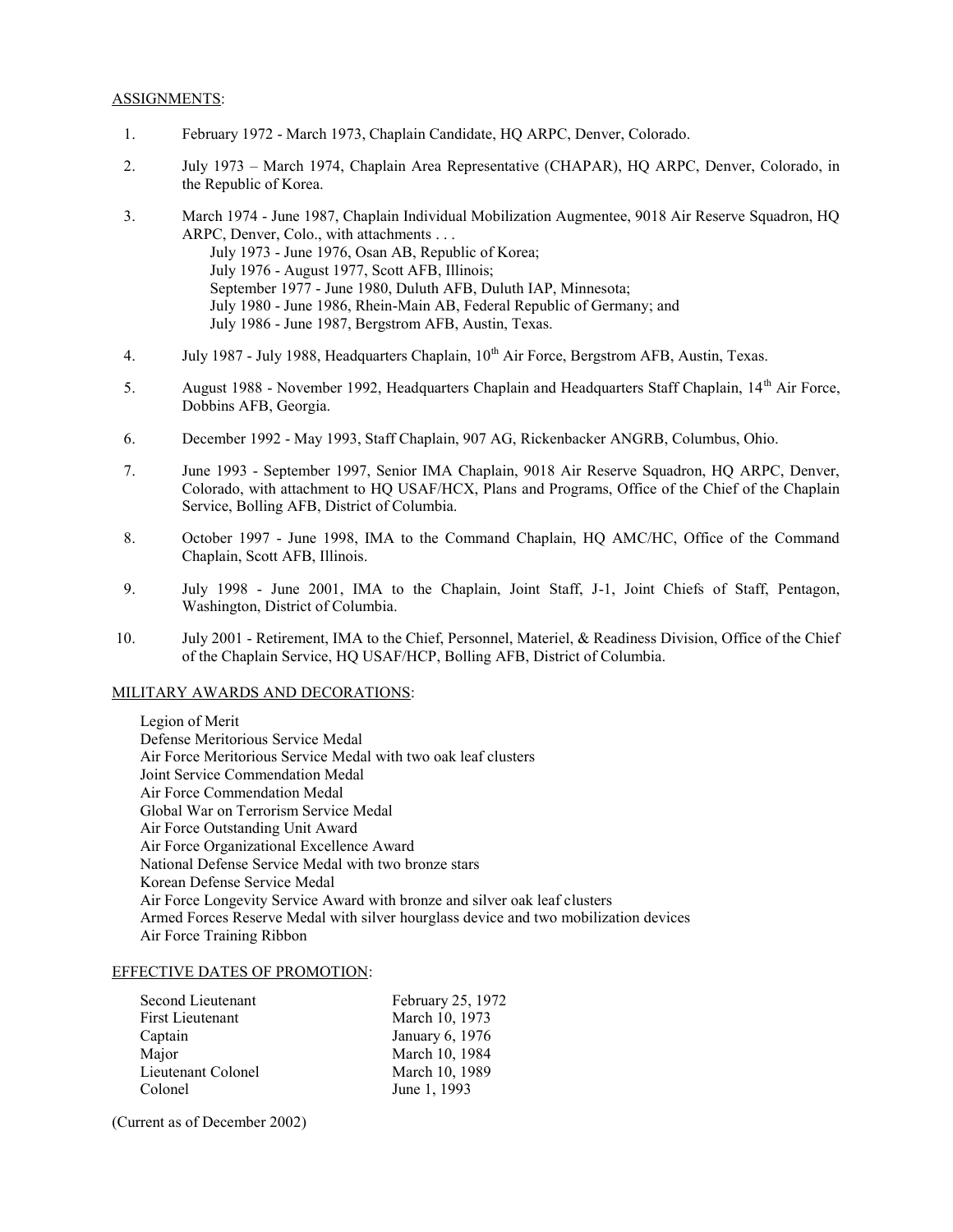ASSIGNMENTS:

1. February 1972 - March 1973, Chaplain Candidate, HQ ARPC, Denver, Colorado.
2. July 1973 – March 1974, Chaplain Area Representative (CHAPAR), HQ ARPC, Denver, Colorado, in the Republic of Korea.
3. March 1974 - June 1987, Chaplain Individual Mobilization Augmentee, 9018 Air Reserve Squadron, HQ ARPC, Denver, Colo., with attachments . . .
   - July 1973 - June 1976, Osan AB, Republic of Korea;
   - July 1976 - August 1977, Scott AFB, Illinois;
   - September 1977 - June 1980, Duluth AFB, Duluth IAP, Minnesota;
   - July 1980 - June 1986, Rhein-Main AB, Federal Republic of Germany; and
   - July 1986 - June 1987, Bergstrom AFB, Austin, Texas.
4. July 1987 - July 1988, Headquarters Chaplain, 10th Air Force, Bergstrom AFB, Austin, Texas.
5. August 1988 - November 1992, Headquarters Chaplain and Headquarters Staff Chaplain, 14th Air Force, Dobbins AFB, Georgia.
6. December 1992 - May 1993, Staff Chaplain, 907 AG, Rickenbacker ANGRB, Columbus, Ohio.
7. June 1993 - September 1997, Senior IMA Chaplain, 9018 Air Reserve Squadron, HQ ARPC, Denver, Colorado, with attachment to HQ USAF/HCX, Plans and Programs, Office of the Chief of the Chaplain Service, Bolling AFB, District of Columbia.
8. October 1997 - June 1998, IMA to the Command Chaplain, HQ AMC/HC, Office of the Command Chaplain, Scott AFB, Illinois.
9. July 1998 - June 2001, IMA to the Chaplain, Joint Staff, J-1, Joint Chiefs of Staff, Pentagon, Washington, District of Columbia.
10. July 2001 - Retirement, IMA to the Chief, Personnel, Materiel, & Readiness Division, Office of the Chief of the Chaplain Service, HQ USAF/HCP, Bolling AFB, District of Columbia.

MILITARY AWARDS AND DECORATIONS:

Legion of Merit
Defense Meritorious Service Medal
Air Force Meritorious Service Medal with two oak leaf clusters
Joint Service Commendation Medal
Air Force Commendation Medal
Global War on Terrorism Service Medal
Air Force Outstanding Unit Award
Air Force Organizational Excellence Award
National Defense Service Medal with two bronze stars
Korean Defense Service Medal
Air Force Longevity Service Award with bronze and silver oak leaf clusters
Armed Forces Reserve Medal with silver hourglass device and two mobilization devices
Air Force Training Ribbon

EFFECTIVE DATES OF PROMOTION:

| | |
|---|---|
| Second Lieutenant | February 25, 1972 |
| First Lieutenant | March 10, 1973 |
| Captain | January 6, 1976 |
| Major | March 10, 1984 |
| Lieutenant Colonel | March 10, 1989 |
| Colonel | June 1, 1993 |

(Current as of December 2002)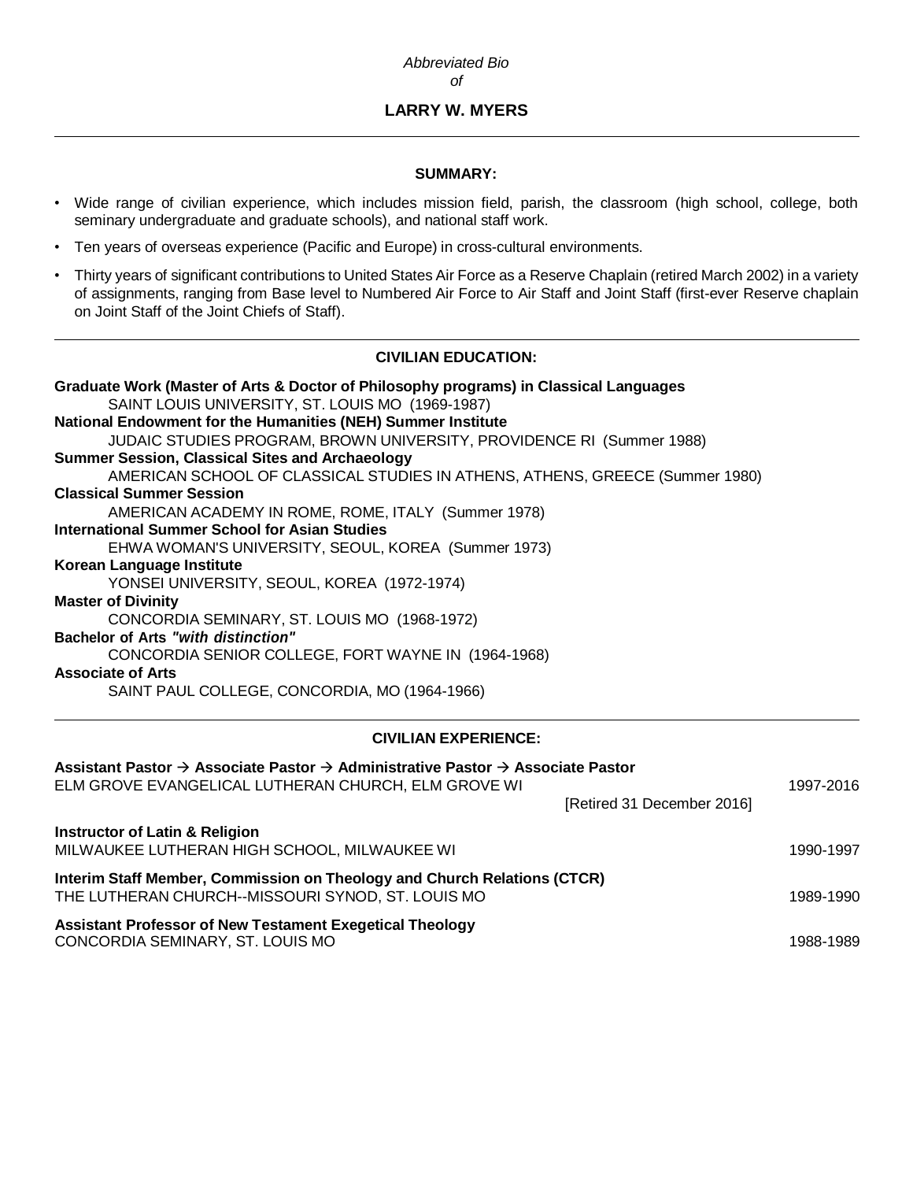*Abbreviated Bio*
*of*

# LARRY W. MYERS

---

## SUMMARY:

- Wide range of civilian experience, which includes mission field, parish, the classroom (high school, college, both seminary undergraduate and graduate schools), and national staff work.
- Ten years of overseas experience (Pacific and Europe) in cross-cultural environments.
- Thirty years of significant contributions to United States Air Force as a Reserve Chaplain (retired March 2002) in a variety of assignments, ranging from Base level to Numbered Air Force to Air Staff and Joint Staff (first-ever Reserve chaplain on Joint Staff of the Joint Chiefs of Staff).

---

## CIVILIAN EDUCATION:

**Graduate Work (Master of Arts & Doctor of Philosophy programs) in Classical Languages**
SAINT LOUIS UNIVERSITY, ST. LOUIS MO (1969-1987)

**National Endowment for the Humanities (NEH) Summer Institute**
JUDAIC STUDIES PROGRAM, BROWN UNIVERSITY, PROVIDENCE RI (Summer 1988)

**Summer Session, Classical Sites and Archaeology**
AMERICAN SCHOOL OF CLASSICAL STUDIES IN ATHENS, ATHENS, GREECE (Summer 1980)

**Classical Summer Session**
AMERICAN ACADEMY IN ROME, ROME, ITALY (Summer 1978)

**International Summer School for Asian Studies**
EHWA WOMAN'S UNIVERSITY, SEOUL, KOREA (Summer 1973)

**Korean Language Institute**
YONSEI UNIVERSITY, SEOUL, KOREA (1972-1974)

**Master of Divinity**
CONCORDIA SEMINARY, ST. LOUIS MO (1968-1972)

**Bachelor of Arts *"with distinction"***
CONCORDIA SENIOR COLLEGE, FORT WAYNE IN (1964-1968)

**Associate of Arts**
SAINT PAUL COLLEGE, CONCORDIA, MO (1964-1966)

---

## CIVILIAN EXPERIENCE:

**Assistant Pastor → Associate Pastor → Administrative Pastor → Associate Pastor**
ELM GROVE EVANGELICAL LUTHERAN CHURCH, ELM GROVE WI — 1997-2016
[Retired 31 December 2016]

**Instructor of Latin & Religion**
MILWAUKEE LUTHERAN HIGH SCHOOL, MILWAUKEE WI — 1990-1997

**Interim Staff Member, Commission on Theology and Church Relations (CTCR)**
THE LUTHERAN CHURCH--MISSOURI SYNOD, ST. LOUIS MO — 1989-1990

**Assistant Professor of New Testament Exegetical Theology**
CONCORDIA SEMINARY, ST. LOUIS MO — 1988-1989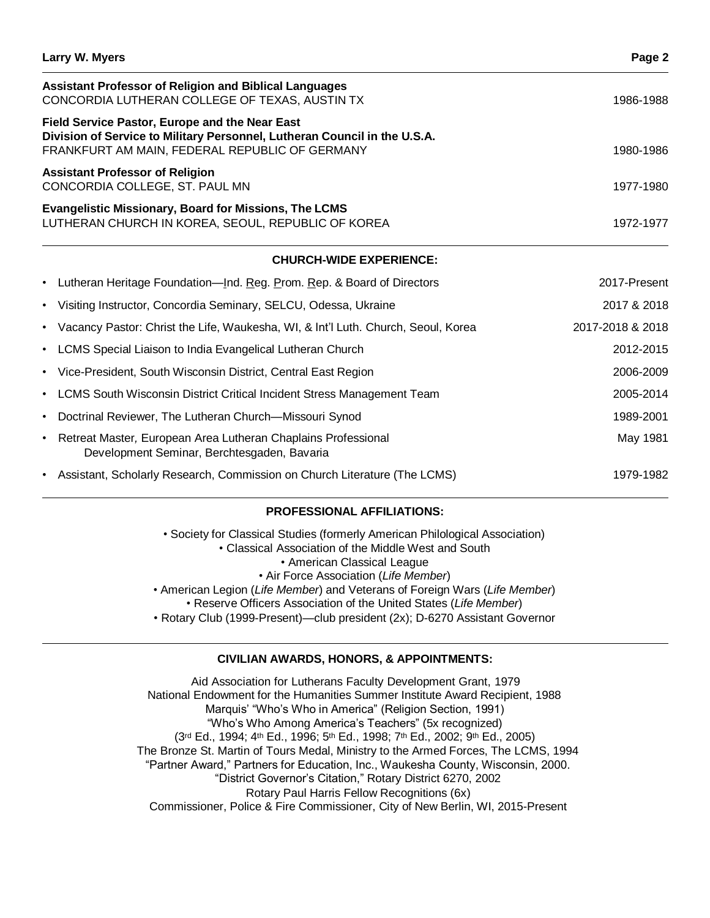**Assistant Professor of Religion and Biblical Languages**
CONCORDIA LUTHERAN COLLEGE OF TEXAS, AUSTIN TX 1986-1988

**Field Service Pastor, Europe and the Near East**
**Division of Service to Military Personnel, Lutheran Council in the U.S.A.**
FRANKFURT AM MAIN, FEDERAL REPUBLIC OF GERMANY 1980-1986

**Assistant Professor of Religion**
CONCORDIA COLLEGE, ST. PAUL MN 1977-1980

**Evangelistic Missionary, Board for Missions, The LCMS**
LUTHERAN CHURCH IN KOREA, SEOUL, REPUBLIC OF KOREA 1972-1977

## CHURCH-WIDE EXPERIENCE:

- Lutheran Heritage Foundation—Ind. Reg. Prom. Rep. & Board of Directors 2017-Present
- Visiting Instructor, Concordia Seminary, SELCU, Odessa, Ukraine 2017 & 2018
- Vacancy Pastor: Christ the Life, Waukesha, WI, & Int'l Luth. Church, Seoul, Korea 2017-2018 & 2018
- LCMS Special Liaison to India Evangelical Lutheran Church 2012-2015
- Vice-President, South Wisconsin District, Central East Region 2006-2009
- LCMS South Wisconsin District Critical Incident Stress Management Team 2005-2014
- Doctrinal Reviewer, The Lutheran Church—Missouri Synod 1989-2001
- Retreat Master, European Area Lutheran Chaplains Professional Development Seminar, Berchtesgaden, Bavaria May 1981
- Assistant, Scholarly Research, Commission on Church Literature (The LCMS) 1979-1982

## PROFESSIONAL AFFILIATIONS:

- Society for Classical Studies (formerly American Philological Association)
- Classical Association of the Middle West and South
- American Classical League
- Air Force Association (*Life Member*)
- American Legion (*Life Member*) and Veterans of Foreign Wars (*Life Member*)
- Reserve Officers Association of the United States (*Life Member*)
- Rotary Club (1999-Present)—club president (2x); D-6270 Assistant Governor

## CIVILIAN AWARDS, HONORS, & APPOINTMENTS:

Aid Association for Lutherans Faculty Development Grant, 1979
National Endowment for the Humanities Summer Institute Award Recipient, 1988
Marquis' "Who's Who in America" (Religion Section, 1991)
"Who's Who Among America's Teachers" (5x recognized)
(3rd Ed., 1994; 4th Ed., 1996; 5th Ed., 1998; 7th Ed., 2002; 9th Ed., 2005)
The Bronze St. Martin of Tours Medal, Ministry to the Armed Forces, The LCMS, 1994
"Partner Award," Partners for Education, Inc., Waukesha County, Wisconsin, 2000.
"District Governor's Citation," Rotary District 6270, 2002
Rotary Paul Harris Fellow Recognitions (6x)
Commissioner, Police & Fire Commissioner, City of New Berlin, WI, 2015-Present